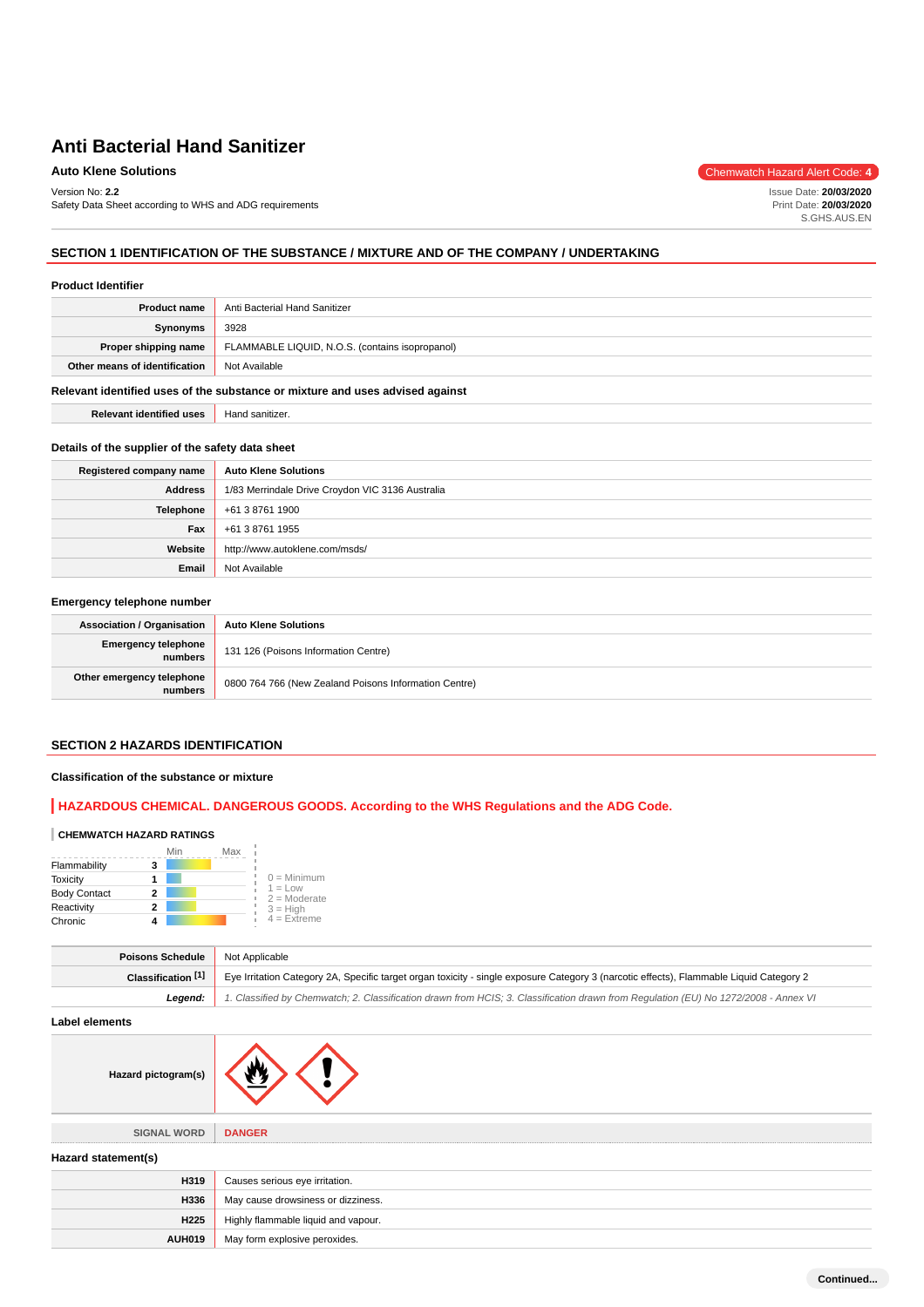# Anti Bacterial Hand Sanitizer

**Auto Klene Solutions**

Chemwatch Hazard Alert Code: **4**

Version No: **2.2**
Safety Data Sheet according to WHS and ADG requirements

Issue Date: **20/03/2020**
Print Date: **20/03/2020**
S.GHS.AUS.EN

## SECTION 1 IDENTIFICATION OF THE SUBSTANCE / MIXTURE AND OF THE COMPANY / UNDERTAKING

### Product Identifier

| | |
|---|---|
| **Product name** | Anti Bacterial Hand Sanitizer |
| **Synonyms** | 3928 |
| **Proper shipping name** | FLAMMABLE LIQUID, N.O.S. (contains isopropanol) |
| **Other means of identification** | Not Available |

### Relevant identified uses of the substance or mixture and uses advised against

| | |
|---|---|
| **Relevant identified uses** | Hand sanitizer. |

### Details of the supplier of the safety data sheet

| | |
|---|---|
| **Registered company name** | **Auto Klene Solutions** |
| **Address** | 1/83 Merrindale Drive Croydon VIC 3136 Australia |
| **Telephone** | +61 3 8761 1900 |
| **Fax** | +61 3 8761 1955 |
| **Website** | http://www.autoklene.com/msds/ |
| **Email** | Not Available |

### Emergency telephone number

| | |
|---|---|
| **Association / Organisation** | **Auto Klene Solutions** |
| **Emergency telephone numbers** | 131 126 (Poisons Information Centre) |
| **Other emergency telephone numbers** | 0800 764 766 (New Zealand Poisons Information Centre) |

## SECTION 2 HAZARDS IDENTIFICATION

### Classification of the substance or mixture

**HAZARDOUS CHEMICAL. DANGEROUS GOODS. According to the WHS Regulations and the ADG Code.**

**CHEMWATCH HAZARD RATINGS**

| | Rating (Min–Max) |
|---|---|
| Flammability | 3 |
| Toxicity | 1 |
| Body Contact | 2 |
| Reactivity | 2 |
| Chronic | 4 |

0 = Minimum
1 = Low
2 = Moderate
3 = High
4 = Extreme

| | |
|---|---|
| **Poisons Schedule** | Not Applicable |
| **Classification [1]** | Eye Irritation Category 2A, Specific target organ toxicity - single exposure Category 3 (narcotic effects), Flammable Liquid Category 2 |
| ***Legend:*** | *1. Classified by Chemwatch; 2. Classification drawn from HCIS; 3. Classification drawn from Regulation (EU) No 1272/2008 - Annex VI* |

### Label elements

| | |
|---|---|
| **Hazard pictogram(s)** | |
| SIGNAL WORD | **DANGER** |

### Hazard statement(s)

| | |
|---|---|
| **H319** | Causes serious eye irritation. |
| **H336** | May cause drowsiness or dizziness. |
| **H225** | Highly flammable liquid and vapour. |
| **AUH019** | May form explosive peroxides. |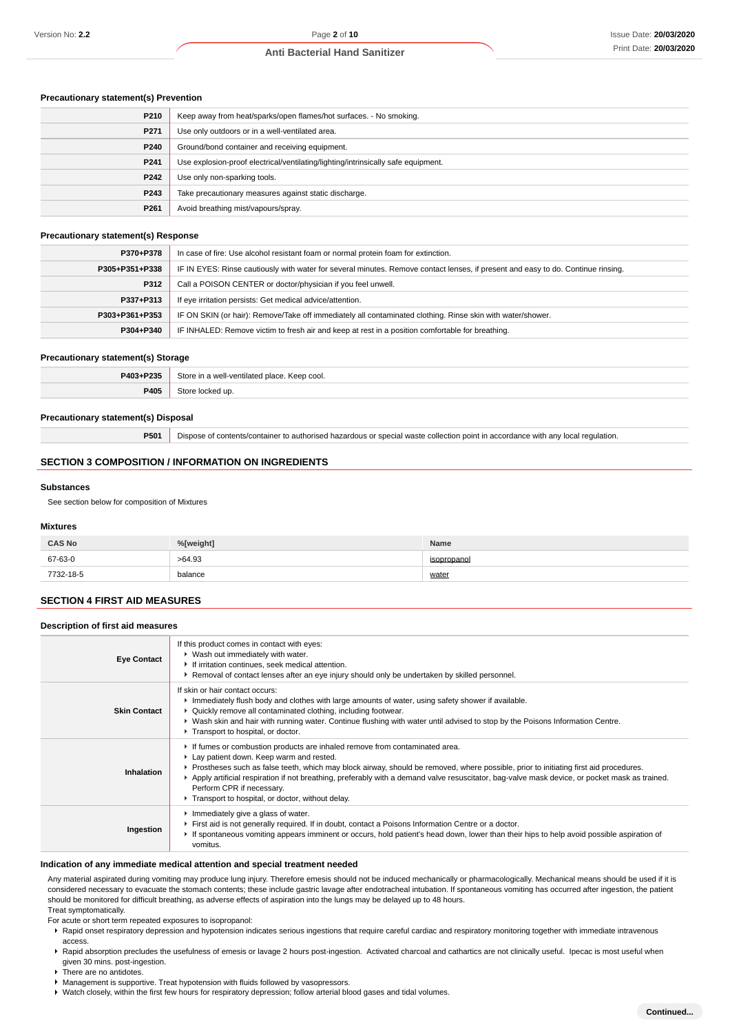### Precautionary statement(s) Prevention

| | |
|---|---|
| **P210** | Keep away from heat/sparks/open flames/hot surfaces. - No smoking. |
| **P271** | Use only outdoors or in a well-ventilated area. |
| **P240** | Ground/bond container and receiving equipment. |
| **P241** | Use explosion-proof electrical/ventilating/lighting/intrinsically safe equipment. |
| **P242** | Use only non-sparking tools. |
| **P243** | Take precautionary measures against static discharge. |
| **P261** | Avoid breathing mist/vapours/spray. |

### Precautionary statement(s) Response

| | |
|---|---|
| **P370+P378** | In case of fire: Use alcohol resistant foam or normal protein foam for extinction. |
| **P305+P351+P338** | IF IN EYES: Rinse cautiously with water for several minutes. Remove contact lenses, if present and easy to do. Continue rinsing. |
| **P312** | Call a POISON CENTER or doctor/physician if you feel unwell. |
| **P337+P313** | If eye irritation persists: Get medical advice/attention. |
| **P303+P361+P353** | IF ON SKIN (or hair): Remove/Take off immediately all contaminated clothing. Rinse skin with water/shower. |
| **P304+P340** | IF INHALED: Remove victim to fresh air and keep at rest in a position comfortable for breathing. |

### Precautionary statement(s) Storage

| | |
|---|---|
| **P403+P235** | Store in a well-ventilated place. Keep cool. |
| **P405** | Store locked up. |

### Precautionary statement(s) Disposal

| | |
|---|---|
| **P501** | Dispose of contents/container to authorised hazardous or special waste collection point in accordance with any local regulation. |

## SECTION 3 COMPOSITION / INFORMATION ON INGREDIENTS

### Substances

See section below for composition of Mixtures

### Mixtures

| CAS No | %[weight] | Name |
|---|---|---|
| 67-63-0 | >64.93 | isopropanol |
| 7732-18-5 | balance | water |

## SECTION 4 FIRST AID MEASURES

### Description of first aid measures

| | |
|---|---|
| **Eye Contact** | If this product comes in contact with eyes:<br>- Wash out immediately with water.<br>- If irritation continues, seek medical attention.<br>- Removal of contact lenses after an eye injury should only be undertaken by skilled personnel. |
| **Skin Contact** | If skin or hair contact occurs:<br>- Immediately flush body and clothes with large amounts of water, using safety shower if available.<br>- Quickly remove all contaminated clothing, including footwear.<br>- Wash skin and hair with running water. Continue flushing with water until advised to stop by the Poisons Information Centre.<br>- Transport to hospital, or doctor. |
| **Inhalation** | - If fumes or combustion products are inhaled remove from contaminated area.<br>- Lay patient down. Keep warm and rested.<br>- Prostheses such as false teeth, which may block airway, should be removed, where possible, prior to initiating first aid procedures.<br>- Apply artificial respiration if not breathing, preferably with a demand valve resuscitator, bag-valve mask device, or pocket mask as trained. Perform CPR if necessary.<br>- Transport to hospital, or doctor, without delay. |
| **Ingestion** | - Immediately give a glass of water.<br>- First aid is not generally required. If in doubt, contact a Poisons Information Centre or a doctor.<br>- If spontaneous vomiting appears imminent or occurs, hold patient's head down, lower than their hips to help avoid possible aspiration of vomitus. |

### Indication of any immediate medical attention and special treatment needed

Any material aspirated during vomiting may produce lung injury. Therefore emesis should not be induced mechanically or pharmacologically. Mechanical means should be used if it is considered necessary to evacuate the stomach contents; these include gastric lavage after endotracheal intubation. If spontaneous vomiting has occurred after ingestion, the patient should be monitored for difficult breathing, as adverse effects of aspiration into the lungs may be delayed up to 48 hours.
Treat symptomatically.
For acute or short term repeated exposures to isopropanol:

- Rapid onset respiratory depression and hypotension indicates serious ingestions that require careful cardiac and respiratory monitoring together with immediate intravenous access.
- Rapid absorption precludes the usefulness of emesis or lavage 2 hours post-ingestion. Activated charcoal and cathartics are not clinically useful. Ipecac is most useful when given 30 mins. post-ingestion.
- There are no antidotes.
- Management is supportive. Treat hypotension with fluids followed by vasopressors.
- Watch closely, within the first few hours for respiratory depression; follow arterial blood gases and tidal volumes.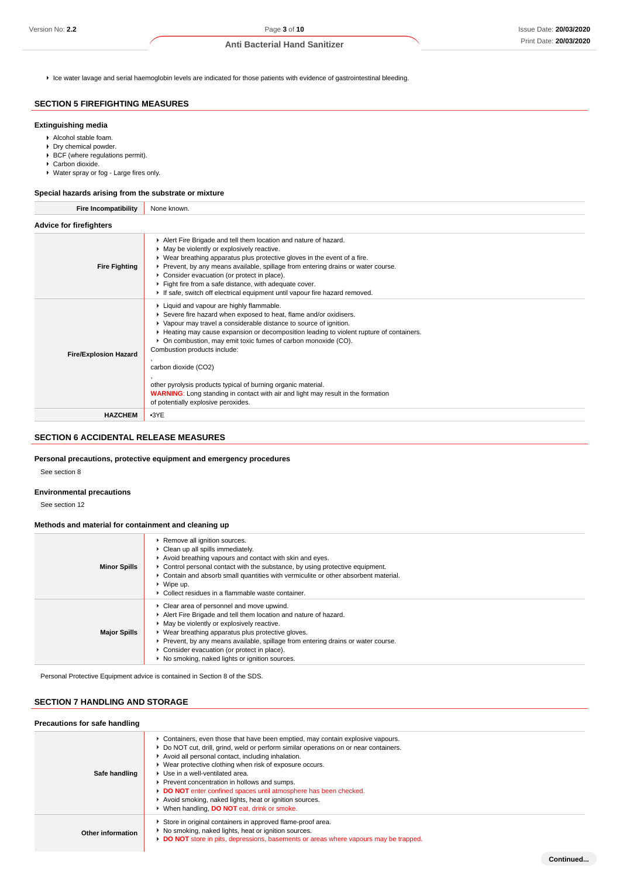- Ice water lavage and serial haemoglobin levels are indicated for those patients with evidence of gastrointestinal bleeding.

## SECTION 5 FIREFIGHTING MEASURES

### Extinguishing media

- Alcohol stable foam.
- Dry chemical powder.
- BCF (where regulations permit).
- Carbon dioxide.
- Water spray or fog - Large fires only.

### Special hazards arising from the substrate or mixture

| | |
|---|---|
| **Fire Incompatibility** | None known. |

### Advice for firefighters

| | |
|---|---|
| **Fire Fighting** | - Alert Fire Brigade and tell them location and nature of hazard.<br>- May be violently or explosively reactive.<br>- Wear breathing apparatus plus protective gloves in the event of a fire.<br>- Prevent, by any means available, spillage from entering drains or water course.<br>- Consider evacuation (or protect in place).<br>- Fight fire from a safe distance, with adequate cover.<br>- If safe, switch off electrical equipment until vapour fire hazard removed. |
| **Fire/Explosion Hazard** | - Liquid and vapour are highly flammable.<br>- Severe fire hazard when exposed to heat, flame and/or oxidisers.<br>- Vapour may travel a considerable distance to source of ignition.<br>- Heating may cause expansion or decomposition leading to violent rupture of containers.<br>- On combustion, may emit toxic fumes of carbon monoxide (CO).<br>Combustion products include:<br>,<br>carbon dioxide ($CO_2$)<br>,<br>other pyrolysis products typical of burning organic material.<br>**WARNING**: Long standing in contact with air and light may result in the formation of potentially explosive peroxides. |
| **HAZCHEM** | •3YE |

## SECTION 6 ACCIDENTAL RELEASE MEASURES

### Personal precautions, protective equipment and emergency procedures

See section 8

### Environmental precautions

See section 12

### Methods and material for containment and cleaning up

| | |
|---|---|
| **Minor Spills** | - Remove all ignition sources.<br>- Clean up all spills immediately.<br>- Avoid breathing vapours and contact with skin and eyes.<br>- Control personal contact with the substance, by using protective equipment.<br>- Contain and absorb small quantities with vermiculite or other absorbent material.<br>- Wipe up.<br>- Collect residues in a flammable waste container. |
| **Major Spills** | - Clear area of personnel and move upwind.<br>- Alert Fire Brigade and tell them location and nature of hazard.<br>- May be violently or explosively reactive.<br>- Wear breathing apparatus plus protective gloves.<br>- Prevent, by any means available, spillage from entering drains or water course.<br>- Consider evacuation (or protect in place).<br>- No smoking, naked lights or ignition sources. |

Personal Protective Equipment advice is contained in Section 8 of the SDS.

## SECTION 7 HANDLING AND STORAGE

### Precautions for safe handling

| | |
|---|---|
| **Safe handling** | - Containers, even those that have been emptied, may contain explosive vapours.<br>- Do NOT cut, drill, grind, weld or perform similar operations on or near containers.<br>- Avoid all personal contact, including inhalation.<br>- Wear protective clothing when risk of exposure occurs.<br>- Use in a well-ventilated area.<br>- Prevent concentration in hollows and sumps.<br>- **DO NOT** enter confined spaces until atmosphere has been checked.<br>- Avoid smoking, naked lights, heat or ignition sources.<br>- When handling, **DO NOT** eat, drink or smoke. |
| **Other information** | - Store in original containers in approved flame-proof area.<br>- No smoking, naked lights, heat or ignition sources.<br>- **DO NOT** store in pits, depressions, basements or areas where vapours may be trapped. |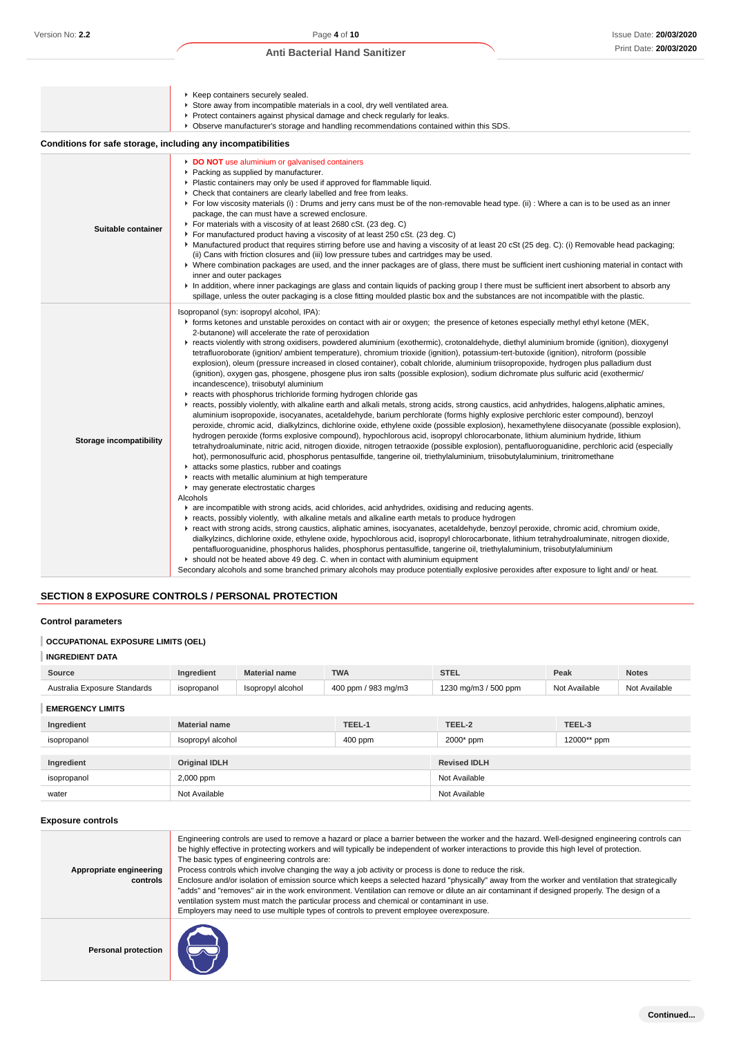| | |
|---|---|
| | ▸ Keep containers securely sealed.<br>▸ Store away from incompatible materials in a cool, dry well ventilated area.<br>▸ Protect containers against physical damage and check regularly for leaks.<br>▸ Observe manufacturer's storage and handling recommendations contained within this SDS. |

**Conditions for safe storage, including any incompatibilities**

| | |
|---|---|
| **Suitable container** | ▸ **DO NOT** use aluminium or galvanised containers<br>▸ Packing as supplied by manufacturer.<br>▸ Plastic containers may only be used if approved for flammable liquid.<br>▸ Check that containers are clearly labelled and free from leaks.<br>▸ For low viscosity materials (i) : Drums and jerry cans must be of the non-removable head type. (ii) : Where a can is to be used as an inner package, the can must have a screwed enclosure.<br>▸ For materials with a viscosity of at least 2680 cSt. (23 deg. C)<br>▸ For manufactured product having a viscosity of at least 250 cSt. (23 deg. C)<br>▸ Manufactured product that requires stirring before use and having a viscosity of at least 20 cSt (25 deg. C): (i) Removable head packaging; (ii) Cans with friction closures and (iii) low pressure tubes and cartridges may be used.<br>▸ Where combination packages are used, and the inner packages are of glass, there must be sufficient inert cushioning material in contact with inner and outer packages<br>▸ In addition, where inner packagings are glass and contain liquids of packing group I there must be sufficient inert absorbent to absorb any spillage, unless the outer packaging is a close fitting moulded plastic box and the substances are not incompatible with the plastic. |
| **Storage incompatibility** | Isopropanol (syn: isopropyl alcohol, IPA):<br>▸ forms ketones and unstable peroxides on contact with air or oxygen; the presence of ketones especially methyl ethyl ketone (MEK, 2-butanone) will accelerate the rate of peroxidation<br>▸ reacts violently with strong oxidisers, powdered aluminium (exothermic), crotonaldehyde, diethyl aluminium bromide (ignition), dioxygenyl tetrafluoroborate (ignition/ ambient temperature), chromium trioxide (ignition), potassium-tert-butoxide (ignition), nitroform (possible explosion), oleum (pressure increased in closed container), cobalt chloride, aluminium triisopropoxide, hydrogen plus palladium dust (ignition), oxygen gas, phosgene, phosgene plus iron salts (possible explosion), sodium dichromate plus sulfuric acid (exothermic/ incandescence), triisobutyl aluminium<br>▸ reacts with phosphorus trichloride forming hydrogen chloride gas<br>▸ reacts, possibly violently, with alkaline earth and alkali metals, strong acids, strong caustics, acid anhydrides, halogens,aliphatic amines, aluminium isopropoxide, isocyanates, acetaldehyde, barium perchlorate (forms highly explosive perchloric ester compound), benzoyl peroxide, chromic acid, dialkylzincs, dichlorine oxide, ethylene oxide (possible explosion), hexamethylene diisocyanate (possible explosion), hydrogen peroxide (forms explosive compound), hypochlorous acid, isopropyl chlorocarbonate, lithium aluminium hydride, lithium tetrahydroaluminate, nitric acid, nitrogen dioxide, nitrogen tetraoxide (possible explosion), pentafluoroguanidine, perchloric acid (especially hot), permonosulfuric acid, phosphorus pentasulfide, tangerine oil, triethylaluminium, triisobutylaluminium, trinitromethane<br>▸ attacks some plastics, rubber and coatings<br>▸ reacts with metallic aluminium at high temperature<br>▸ may generate electrostatic charges<br>Alcohols<br>▸ are incompatible with strong acids, acid chlorides, acid anhydrides, oxidising and reducing agents.<br>▸ reacts, possibly violently, with alkaline metals and alkaline earth metals to produce hydrogen<br>▸ react with strong acids, strong caustics, aliphatic amines, isocyanates, acetaldehyde, benzoyl peroxide, chromic acid, chromium oxide, dialkylzincs, dichlorine oxide, ethylene oxide, hypochlorous acid, isopropyl chlorocarbonate, lithium tetrahydroaluminate, nitrogen dioxide, pentafluoroguanidine, phosphorus halides, phosphorus pentasulfide, tangerine oil, triethylaluminium, triisobutylaluminium<br>▸ should not be heated above 49 deg. C. when in contact with aluminium equipment<br>Secondary alcohols and some branched primary alcohols may produce potentially explosive peroxides after exposure to light and/ or heat. |

## SECTION 8 EXPOSURE CONTROLS / PERSONAL PROTECTION

### Control parameters

**OCCUPATIONAL EXPOSURE LIMITS (OEL)**

**INGREDIENT DATA**

| Source | Ingredient | Material name | TWA | STEL | Peak | Notes |
|---|---|---|---|---|---|---|
| Australia Exposure Standards | isopropanol | Isopropyl alcohol | 400 ppm / 983 mg/m3 | 1230 mg/m3 / 500 ppm | Not Available | Not Available |

**EMERGENCY LIMITS**

| Ingredient | Material name | TEEL-1 | TEEL-2 | TEEL-3 |
|---|---|---|---|---|
| isopropanol | Isopropyl alcohol | 400 ppm | 2000* ppm | 12000** ppm |

| Ingredient | Original IDLH | Revised IDLH |
|---|---|---|
| isopropanol | 2,000 ppm | Not Available |
| water | Not Available | Not Available |

### Exposure controls

| | |
|---|---|
| **Appropriate engineering controls** | Engineering controls are used to remove a hazard or place a barrier between the worker and the hazard. Well-designed engineering controls can be highly effective in protecting workers and will typically be independent of worker interactions to provide this high level of protection.<br>The basic types of engineering controls are:<br>Process controls which involve changing the way a job activity or process is done to reduce the risk.<br>Enclosure and/or isolation of emission source which keeps a selected hazard "physically" away from the worker and ventilation that strategically "adds" and "removes" air in the work environment. Ventilation can remove or dilute an air contaminant if designed properly. The design of a ventilation system must match the particular process and chemical or contaminant in use.<br>Employers may need to use multiple types of controls to prevent employee overexposure. |
| **Personal protection** | |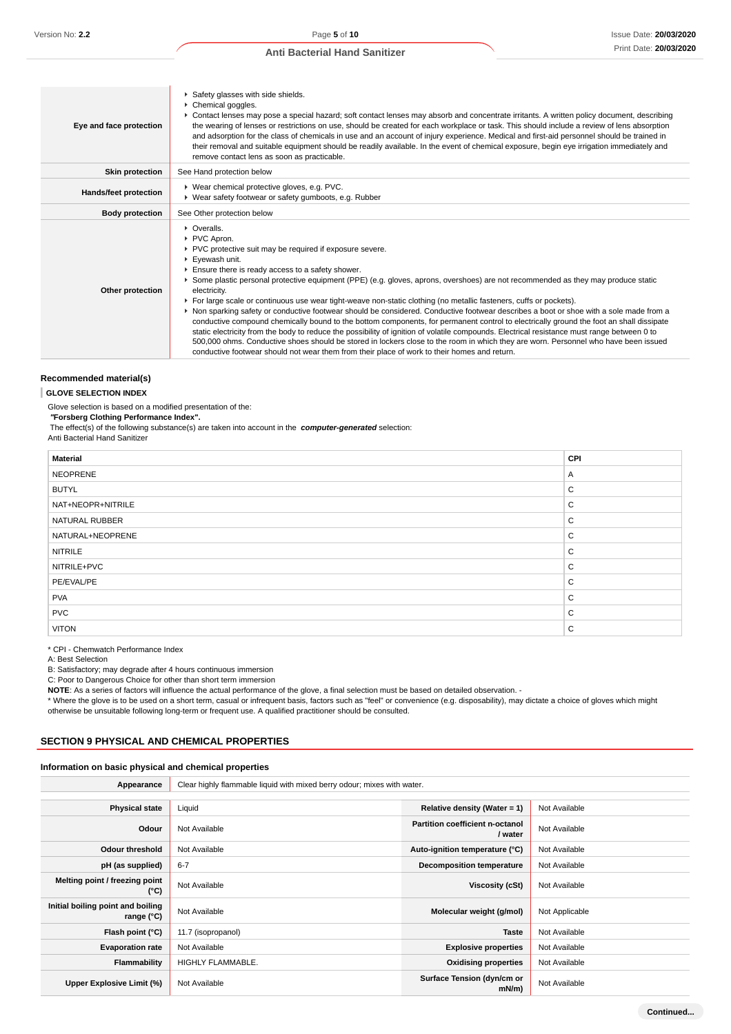| | |
|---|---|
| **Eye and face protection** | ▸ Safety glasses with side shields.<br>▸ Chemical goggles.<br>▸ Contact lenses may pose a special hazard; soft contact lenses may absorb and concentrate irritants. A written policy document, describing the wearing of lenses or restrictions on use, should be created for each workplace or task. This should include a review of lens absorption and adsorption for the class of chemicals in use and an account of injury experience. Medical and first-aid personnel should be trained in their removal and suitable equipment should be readily available. In the event of chemical exposure, begin eye irrigation immediately and remove contact lens as soon as practicable. |
| **Skin protection** | See Hand protection below |
| **Hands/feet protection** | ▸ Wear chemical protective gloves, e.g. PVC.<br>▸ Wear safety footwear or safety gumboots, e.g. Rubber |
| **Body protection** | See Other protection below |
| **Other protection** | ▸ Overalls.<br>▸ PVC Apron.<br>▸ PVC protective suit may be required if exposure severe.<br>▸ Eyewash unit.<br>▸ Ensure there is ready access to a safety shower.<br>▸ Some plastic personal protective equipment (PPE) (e.g. gloves, aprons, overshoes) are not recommended as they may produce static electricity.<br>▸ For large scale or continuous use wear tight-weave non-static clothing (no metallic fasteners, cuffs or pockets).<br>▸ Non sparking safety or conductive footwear should be considered. Conductive footwear describes a boot or shoe with a sole made from a conductive compound chemically bound to the bottom components, for permanent control to electrically ground the foot an shall dissipate static electricity from the body to reduce the possibility of ignition of volatile compounds. Electrical resistance must range between 0 to 500,000 ohms. Conductive shoes should be stored in lockers close to the room in which they are worn. Personnel who have been issued conductive footwear should not wear them from their place of work to their homes and return. |

### Recommended material(s)

**GLOVE SELECTION INDEX**

Glove selection is based on a modified presentation of the:
**"Forsberg Clothing Performance Index".**
The effect(s) of the following substance(s) are taken into account in the ***computer-generated*** selection:
Anti Bacterial Hand Sanitizer

| Material | CPI |
|---|---|
| NEOPRENE | A |
| BUTYL | C |
| NAT+NEOPR+NITRILE | C |
| NATURAL RUBBER | C |
| NATURAL+NEOPRENE | C |
| NITRILE | C |
| NITRILE+PVC | C |
| PE/EVAL/PE | C |
| PVA | C |
| PVC | C |
| VITON | C |

* CPI - Chemwatch Performance Index
A: Best Selection
B: Satisfactory; may degrade after 4 hours continuous immersion
C: Poor to Dangerous Choice for other than short term immersion
**NOTE**: As a series of factors will influence the actual performance of the glove, a final selection must be based on detailed observation. -
* Where the glove is to be used on a short term, casual or infrequent basis, factors such as "feel" or convenience (e.g. disposability), may dictate a choice of gloves which might otherwise be unsuitable following long-term or frequent use. A qualified practitioner should be consulted.

## SECTION 9 PHYSICAL AND CHEMICAL PROPERTIES

### Information on basic physical and chemical properties

| | | | |
|---|---|---|---|
| **Appearance** | Clear highly flammable liquid with mixed berry odour; mixes with water. | | |
| **Physical state** | Liquid | **Relative density (Water = 1)** | Not Available |
| **Odour** | Not Available | **Partition coefficient n-octanol / water** | Not Available |
| **Odour threshold** | Not Available | **Auto-ignition temperature (°C)** | Not Available |
| **pH (as supplied)** | 6-7 | **Decomposition temperature** | Not Available |
| **Melting point / freezing point (°C)** | Not Available | **Viscosity (cSt)** | Not Available |
| **Initial boiling point and boiling range (°C)** | Not Available | **Molecular weight (g/mol)** | Not Applicable |
| **Flash point (°C)** | 11.7 (isopropanol) | **Taste** | Not Available |
| **Evaporation rate** | Not Available | **Explosive properties** | Not Available |
| **Flammability** | HIGHLY FLAMMABLE. | **Oxidising properties** | Not Available |
| **Upper Explosive Limit (%)** | Not Available | **Surface Tension (dyn/cm or mN/m)** | Not Available |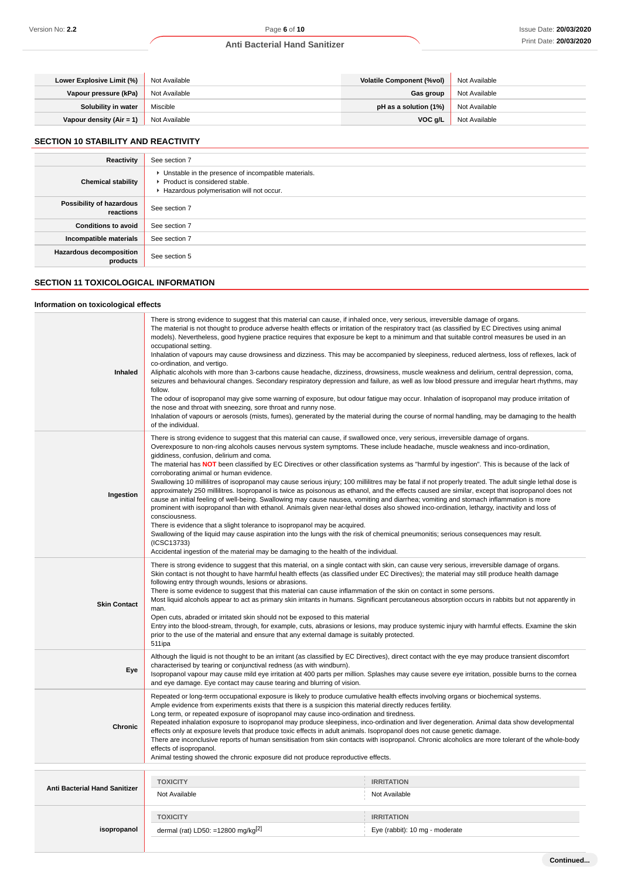| | | | |
|---|---|---|---|
| **Lower Explosive Limit (%)** | Not Available | **Volatile Component (%vol)** | Not Available |
| **Vapour pressure (kPa)** | Not Available | **Gas group** | Not Available |
| **Solubility in water** | Miscible | **pH as a solution (1%)** | Not Available |
| **Vapour density (Air = 1)** | Not Available | **VOC g/L** | Not Available |

## SECTION 10 STABILITY AND REACTIVITY

| | |
|---|---|
| **Reactivity** | See section 7 |
| **Chemical stability** | ▸ Unstable in the presence of incompatible materials.<br>▸ Product is considered stable.<br>▸ Hazardous polymerisation will not occur. |
| **Possibility of hazardous reactions** | See section 7 |
| **Conditions to avoid** | See section 7 |
| **Incompatible materials** | See section 7 |
| **Hazardous decomposition products** | See section 5 |

## SECTION 11 TOXICOLOGICAL INFORMATION

### Information on toxicological effects

| | |
|---|---|
| **Inhaled** | There is strong evidence to suggest that this material can cause, if inhaled once, very serious, irreversible damage of organs.<br>The material is not thought to produce adverse health effects or irritation of the respiratory tract (as classified by EC Directives using animal models). Nevertheless, good hygiene practice requires that exposure be kept to a minimum and that suitable control measures be used in an occupational setting.<br>Inhalation of vapours may cause drowsiness and dizziness. This may be accompanied by sleepiness, reduced alertness, loss of reflexes, lack of co-ordination, and vertigo.<br>Aliphatic alcohols with more than 3-carbons cause headache, dizziness, drowsiness, muscle weakness and delirium, central depression, coma, seizures and behavioural changes. Secondary respiratory depression and failure, as well as low blood pressure and irregular heart rhythms, may follow.<br>The odour of isopropanol may give some warning of exposure, but odour fatigue may occur. Inhalation of isopropanol may produce irritation of the nose and throat with sneezing, sore throat and runny nose.<br>Inhalation of vapours or aerosols (mists, fumes), generated by the material during the course of normal handling, may be damaging to the health of the individual. |
| **Ingestion** | There is strong evidence to suggest that this material can cause, if swallowed once, very serious, irreversible damage of organs.<br>Overexposure to non-ring alcohols causes nervous system symptoms. These include headache, muscle weakness and inco-ordination, giddiness, confusion, delirium and coma.<br>The material has **NOT** been classified by EC Directives or other classification systems as "harmful by ingestion". This is because of the lack of corroborating animal or human evidence.<br>Swallowing 10 millilitres of isopropanol may cause serious injury; 100 millilitres may be fatal if not properly treated. The adult single lethal dose is approximately 250 millilitres. Isopropanol is twice as poisonous as ethanol, and the effects caused are similar, except that isopropanol does not cause an initial feeling of well-being. Swallowing may cause nausea, vomiting and diarrhea; vomiting and stomach inflammation is more prominent with isopropanol than with ethanol. Animals given near-lethal doses also showed inco-ordination, lethargy, inactivity and loss of consciousness.<br>There is evidence that a slight tolerance to isopropanol may be acquired.<br>Swallowing of the liquid may cause aspiration into the lungs with the risk of chemical pneumonitis; serious consequences may result. (ICSC13733)<br>Accidental ingestion of the material may be damaging to the health of the individual. |
| **Skin Contact** | There is strong evidence to suggest that this material, on a single contact with skin, can cause very serious, irreversible damage of organs.<br>Skin contact is not thought to have harmful health effects (as classified under EC Directives); the material may still produce health damage following entry through wounds, lesions or abrasions.<br>There is some evidence to suggest that this material can cause inflammation of the skin on contact in some persons.<br>Most liquid alcohols appear to act as primary skin irritants in humans. Significant percutaneous absorption occurs in rabbits but not apparently in man.<br>Open cuts, abraded or irritated skin should not be exposed to this material<br>Entry into the blood-stream, through, for example, cuts, abrasions or lesions, may produce systemic injury with harmful effects. Examine the skin prior to the use of the material and ensure that any external damage is suitably protected.<br>511ipa |
| **Eye** | Although the liquid is not thought to be an irritant (as classified by EC Directives), direct contact with the eye may produce transient discomfort characterised by tearing or conjunctival redness (as with windburn).<br>Isopropanol vapour may cause mild eye irritation at 400 parts per million. Splashes may cause severe eye irritation, possible burns to the cornea and eye damage. Eye contact may cause tearing and blurring of vision. |
| **Chronic** | Repeated or long-term occupational exposure is likely to produce cumulative health effects involving organs or biochemical systems.<br>Ample evidence from experiments exists that there is a suspicion this material directly reduces fertility.<br>Long term, or repeated exposure of isopropanol may cause inco-ordination and tiredness.<br>Repeated inhalation exposure to isopropanol may produce sleepiness, inco-ordination and liver degeneration. Animal data show developmental effects only at exposure levels that produce toxic effects in adult animals. Isopropanol does not cause genetic damage.<br>There are inconclusive reports of human sensitisation from skin contacts with isopropanol. Chronic alcoholics are more tolerant of the whole-body effects of isopropanol.<br>Animal testing showed the chronic exposure did not produce reproductive effects. |

| | TOXICITY | IRRITATION |
|---|---|---|
| **Anti Bacterial Hand Sanitizer** | Not Available | Not Available |
| **isopropanol** | dermal (rat) LD50: =12800 mg/kg[2] | Eye (rabbit): 10 mg - moderate |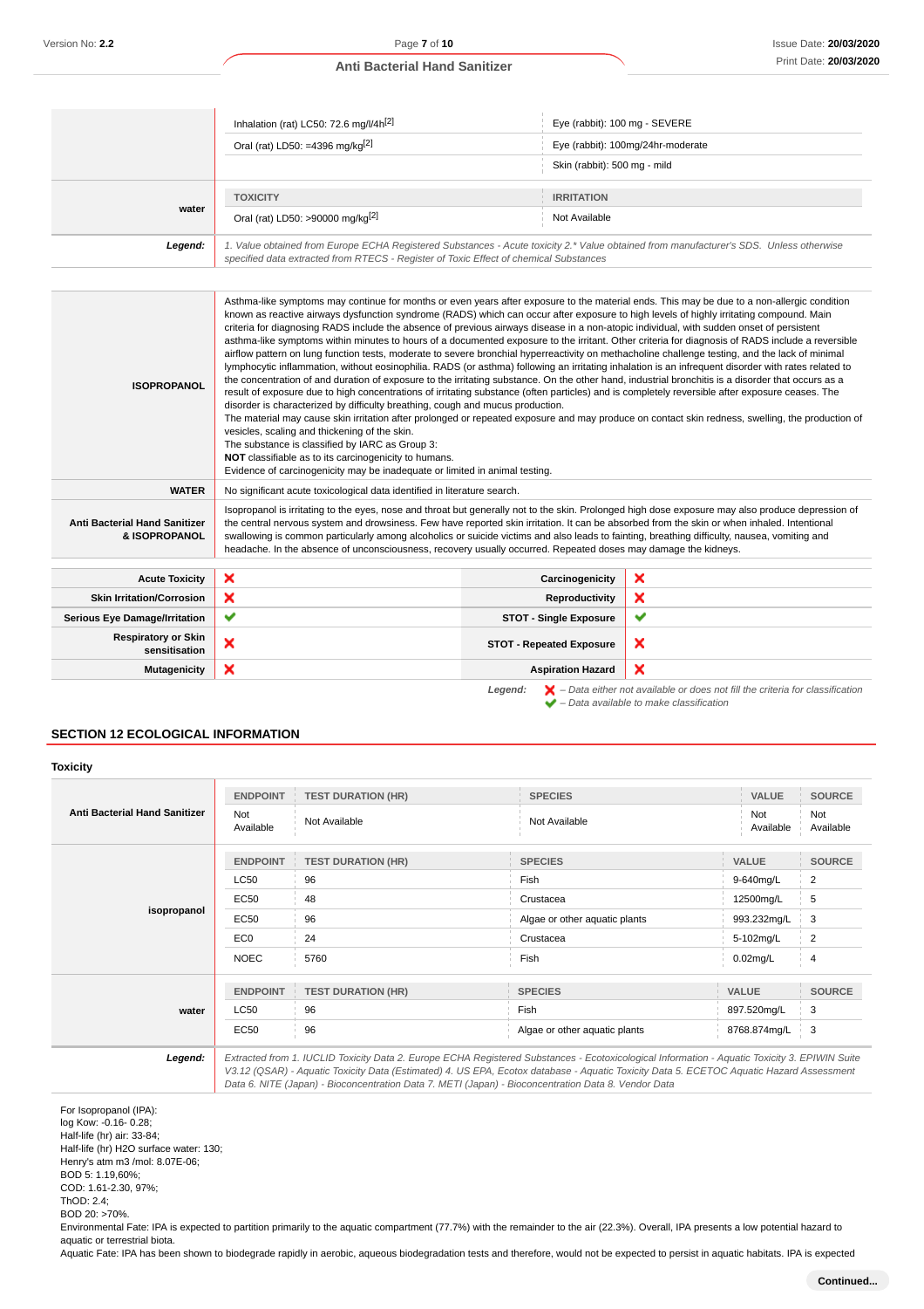| | | |
|---|---|---|
| | Inhalation (rat) LC50: 72.6 mg/l/4h[2] | Eye (rabbit): 100 mg - SEVERE |
| | Oral (rat) LD50: =4396 mg/kg[2] | Eye (rabbit): 100mg/24hr-moderate |
| | | Skin (rabbit): 500 mg - mild |
| **water** | TOXICITY | IRRITATION |
| | Oral (rat) LD50: >90000 mg/kg[2] | Not Available |
| ***Legend:*** | *1. Value obtained from Europe ECHA Registered Substances - Acute toxicity 2.* Value obtained from manufacturer's SDS. Unless otherwise specified data extracted from RTECS - Register of Toxic Effect of chemical Substances* | |

| | |
|---|---|
| **ISOPROPANOL** | Asthma-like symptoms may continue for months or even years after exposure to the material ends. This may be due to a non-allergic condition known as reactive airways dysfunction syndrome (RADS) which can occur after exposure to high levels of highly irritating compound. Main criteria for diagnosing RADS include the absence of previous airways disease in a non-atopic individual, with sudden onset of persistent asthma-like symptoms within minutes to hours of a documented exposure to the irritant. Other criteria for diagnosis of RADS include a reversible airflow pattern on lung function tests, moderate to severe bronchial hyperreactivity on methacholine challenge testing, and the lack of minimal lymphocytic inflammation, without eosinophilia. RADS (or asthma) following an irritating inhalation is an infrequent disorder with rates related to the concentration of and duration of exposure to the irritating substance. On the other hand, industrial bronchitis is a disorder that occurs as a result of exposure due to high concentrations of irritating substance (often particles) and is completely reversible after exposure ceases. The disorder is characterized by difficulty breathing, cough and mucus production.<br>The material may cause skin irritation after prolonged or repeated exposure and may produce on contact skin redness, swelling, the production of vesicles, scaling and thickening of the skin.<br>The substance is classified by IARC as Group 3:<br>**NOT** classifiable as to its carcinogenicity to humans.<br>Evidence of carcinogenicity may be inadequate or limited in animal testing. |
| **WATER** | No significant acute toxicological data identified in literature search. |
| **Anti Bacterial Hand Sanitizer & ISOPROPANOL** | Isopropanol is irritating to the eyes, nose and throat but generally not to the skin. Prolonged high dose exposure may also produce depression of the central nervous system and drowsiness. Few have reported skin irritation. It can be absorbed from the skin or when inhaled. Intentional swallowing is common particularly among alcoholics or suicide victims and also leads to fainting, breathing difficulty, nausea, vomiting and headache. In the absence of unconsciousness, recovery usually occurred. Repeated doses may damage the kidneys. |

| | | | |
|---|---|---|---|
| **Acute Toxicity** | ❌ | **Carcinogenicity** | ❌ |
| **Skin Irritation/Corrosion** | ❌ | **Reproductivity** | ❌ |
| **Serious Eye Damage/Irritation** | ✔ | **STOT - Single Exposure** | ✔ |
| **Respiratory or Skin sensitisation** | ❌ | **STOT - Repeated Exposure** | ❌ |
| **Mutagenicity** | ❌ | **Aspiration Hazard** | ❌ |

***Legend:*** ❌ *– Data either not available or does not fill the criteria for classification*
✔ *– Data available to make classification*

## SECTION 12 ECOLOGICAL INFORMATION

### Toxicity

| | ENDPOINT | TEST DURATION (HR) | SPECIES | VALUE | SOURCE |
|---|---|---|---|---|---|
| **Anti Bacterial Hand Sanitizer** | Not Available | Not Available | Not Available | Not Available | Not Available |
| **isopropanol** | ENDPOINT | TEST DURATION (HR) | SPECIES | VALUE | SOURCE |
| | LC50 | 96 | Fish | 9-640mg/L | 2 |
| | EC50 | 48 | Crustacea | 12500mg/L | 5 |
| | EC50 | 96 | Algae or other aquatic plants | 993.232mg/L | 3 |
| | EC0 | 24 | Crustacea | 5-102mg/L | 2 |
| | NOEC | 5760 | Fish | 0.02mg/L | 4 |
| **water** | ENDPOINT | TEST DURATION (HR) | SPECIES | VALUE | SOURCE |
| | LC50 | 96 | Fish | 897.520mg/L | 3 |
| | EC50 | 96 | Algae or other aquatic plants | 8768.874mg/L | 3 |
| ***Legend:*** | *Extracted from 1. IUCLID Toxicity Data 2. Europe ECHA Registered Substances - Ecotoxicological Information - Aquatic Toxicity 3. EPIWIN Suite V3.12 (QSAR) - Aquatic Toxicity Data (Estimated) 4. US EPA, Ecotox database - Aquatic Toxicity Data 5. ECETOC Aquatic Hazard Assessment Data 6. NITE (Japan) - Bioconcentration Data 7. METI (Japan) - Bioconcentration Data 8. Vendor Data* | | | | |

For Isopropanol (IPA):
log Kow: -0.16- 0.28;
Half-life (hr) air: 33-84;
Half-life (hr) H2O surface water: 130;
Henry's atm m3 /mol: 8.07E-06;
BOD 5: 1.19,60%;
COD: 1.61-2.30, 97%;
ThOD: 2.4;
BOD 20: >70%.
Environmental Fate: IPA is expected to partition primarily to the aquatic compartment (77.7%) with the remainder to the air (22.3%). Overall, IPA presents a low potential hazard to aquatic or terrestrial biota.
Aquatic Fate: IPA has been shown to biodegrade rapidly in aerobic, aqueous biodegradation tests and therefore, would not be expected to persist in aquatic habitats. IPA is expected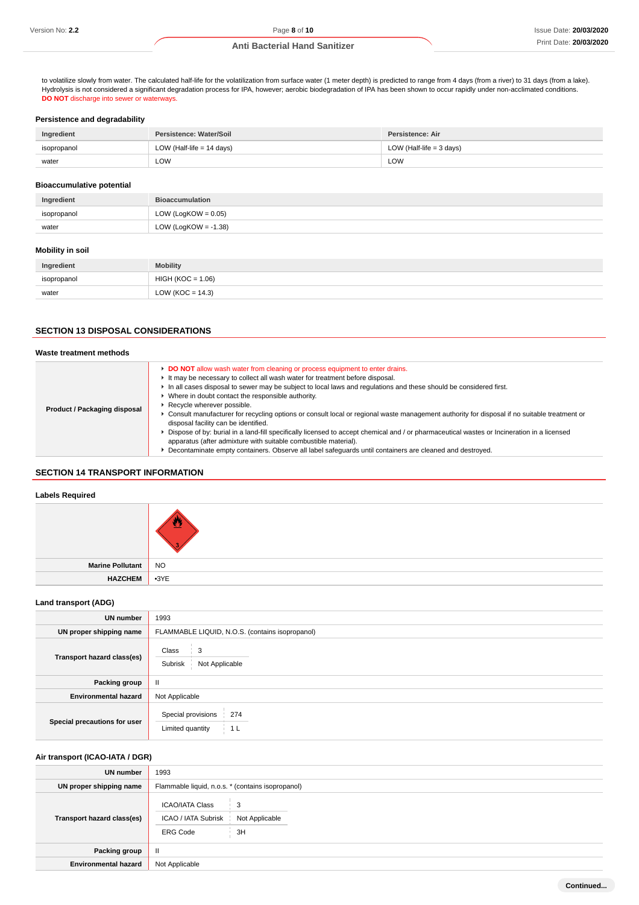to volatilize slowly from water. The calculated half-life for the volatilization from surface water (1 meter depth) is predicted to range from 4 days (from a river) to 31 days (from a lake). Hydrolysis is not considered a significant degradation process for IPA, however; aerobic biodegradation of IPA has been shown to occur rapidly under non-acclimated conditions.
**DO NOT** discharge into sewer or waterways.

### Persistence and degradability

| Ingredient | Persistence: Water/Soil | Persistence: Air |
|---|---|---|
| isopropanol | LOW (Half-life = 14 days) | LOW (Half-life = 3 days) |
| water | LOW | LOW |

### Bioaccumulative potential

| Ingredient | Bioaccumulation |
|---|---|
| isopropanol | LOW (LogKOW = 0.05) |
| water | LOW (LogKOW = -1.38) |

### Mobility in soil

| Ingredient | Mobility |
|---|---|
| isopropanol | HIGH (KOC = 1.06) |
| water | LOW (KOC = 14.3) |

## SECTION 13 DISPOSAL CONSIDERATIONS

### Waste treatment methods

**Product / Packaging disposal**

- **DO NOT** allow wash water from cleaning or process equipment to enter drains.
- It may be necessary to collect all wash water for treatment before disposal.
- In all cases disposal to sewer may be subject to local laws and regulations and these should be considered first.
- Where in doubt contact the responsible authority.
- Recycle wherever possible.
- Consult manufacturer for recycling options or consult local or regional waste management authority for disposal if no suitable treatment or disposal facility can be identified.
- Dispose of by: burial in a land-fill specifically licensed to accept chemical and / or pharmaceutical wastes or Incineration in a licensed apparatus (after admixture with suitable combustible material).
- Decontaminate empty containers. Observe all label safeguards until containers are cleaned and destroyed.

## SECTION 14 TRANSPORT INFORMATION

### Labels Required

| | |
|---|---|
| **Marine Pollutant** | NO |
| **HAZCHEM** | •3YE |

### Land transport (ADG)

| | |
|---|---|
| **UN number** | 1993 |
| **UN proper shipping name** | FLAMMABLE LIQUID, N.O.S. (contains isopropanol) |
| **Transport hazard class(es)** | Class: 3; Subrisk: Not Applicable |
| **Packing group** | II |
| **Environmental hazard** | Not Applicable |
| **Special precautions for user** | Special provisions: 274; Limited quantity: 1 L |

### Air transport (ICAO-IATA / DGR)

| | |
|---|---|
| **UN number** | 1993 |
| **UN proper shipping name** | Flammable liquid, n.o.s. * (contains isopropanol) |
| **Transport hazard class(es)** | ICAO/IATA Class: 3; ICAO / IATA Subrisk: Not Applicable; ERG Code: 3H |
| **Packing group** | II |
| **Environmental hazard** | Not Applicable |

Continued...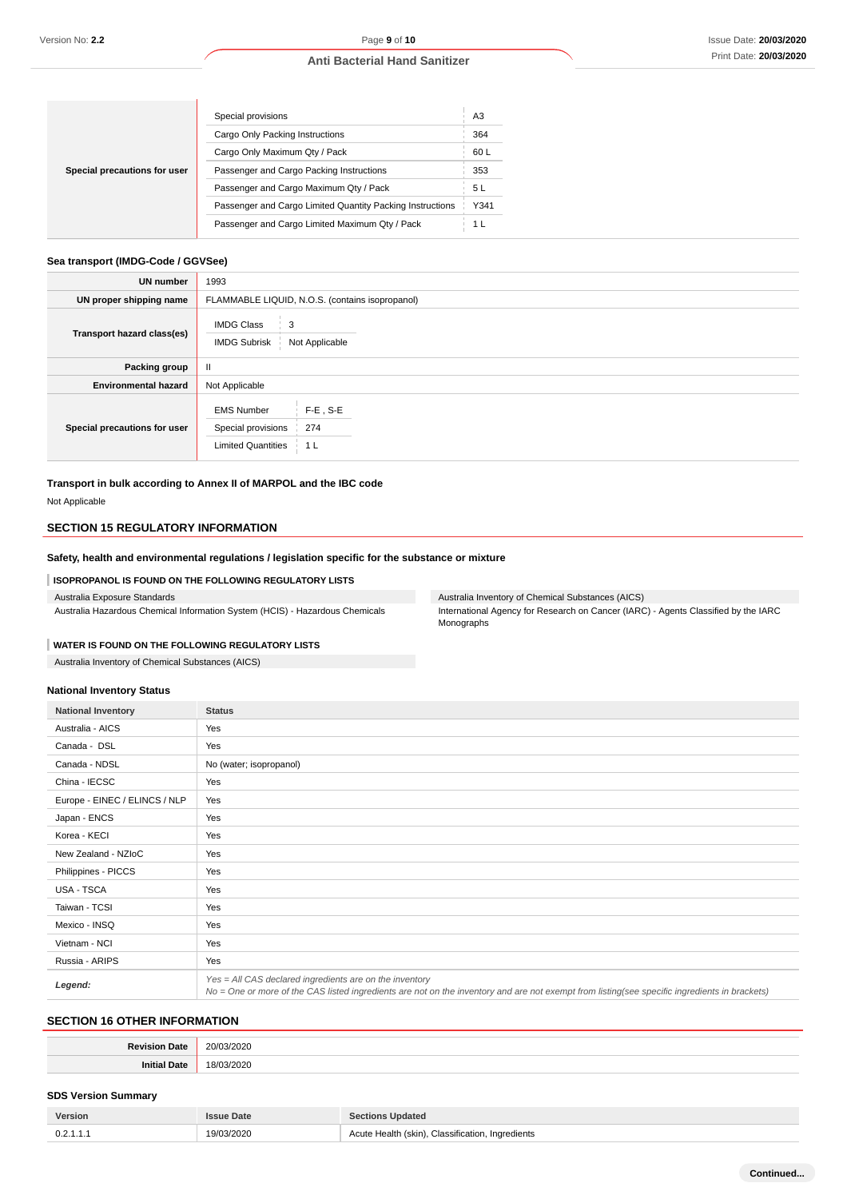| | | |
|---|---|---|
| **Special precautions for user** | Special provisions | A3 |
| | Cargo Only Packing Instructions | 364 |
| | Cargo Only Maximum Qty / Pack | 60 L |
| | Passenger and Cargo Packing Instructions | 353 |
| | Passenger and Cargo Maximum Qty / Pack | 5 L |
| | Passenger and Cargo Limited Quantity Packing Instructions | Y341 |
| | Passenger and Cargo Limited Maximum Qty / Pack | 1 L |

### Sea transport (IMDG-Code / GGVSee)

| | |
|---|---|
| **UN number** | 1993 |
| **UN proper shipping name** | FLAMMABLE LIQUID, N.O.S. (contains isopropanol) |
| **Transport hazard class(es)** | IMDG Class: 3<br>IMDG Subrisk: Not Applicable |
| **Packing group** | II |
| **Environmental hazard** | Not Applicable |
| **Special precautions for user** | EMS Number: F-E , S-E<br>Special provisions: 274<br>Limited Quantities: 1 L |

### Transport in bulk according to Annex II of MARPOL and the IBC code

Not Applicable

## SECTION 15 REGULATORY INFORMATION

### Safety, health and environmental regulations / legislation specific for the substance or mixture

**ISOPROPANOL IS FOUND ON THE FOLLOWING REGULATORY LISTS**

- Australia Exposure Standards
- Australia Hazardous Chemical Information System (HCIS) - Hazardous Chemicals
- Australia Inventory of Chemical Substances (AICS)
- International Agency for Research on Cancer (IARC) - Agents Classified by the IARC Monographs

**WATER IS FOUND ON THE FOLLOWING REGULATORY LISTS**

- Australia Inventory of Chemical Substances (AICS)

### National Inventory Status

| National Inventory | Status |
|---|---|
| Australia - AICS | Yes |
| Canada - DSL | Yes |
| Canada - NDSL | No (water; isopropanol) |
| China - IECSC | Yes |
| Europe - EINEC / ELINCS / NLP | Yes |
| Japan - ENCS | Yes |
| Korea - KECI | Yes |
| New Zealand - NZIoC | Yes |
| Philippines - PICCS | Yes |
| USA - TSCA | Yes |
| Taiwan - TCSI | Yes |
| Mexico - INSQ | Yes |
| Vietnam - NCI | Yes |
| Russia - ARIPS | Yes |
| ***Legend:*** | *Yes = All CAS declared ingredients are on the inventory*<br>*No = One or more of the CAS listed ingredients are not on the inventory and are not exempt from listing(see specific ingredients in brackets)* |

## SECTION 16 OTHER INFORMATION

| | |
|---|---|
| **Revision Date** | 20/03/2020 |
| **Initial Date** | 18/03/2020 |

### SDS Version Summary

| Version | Issue Date | Sections Updated |
|---|---|---|
| 0.2.1.1.1 | 19/03/2020 | Acute Health (skin), Classification, Ingredients |

Continued...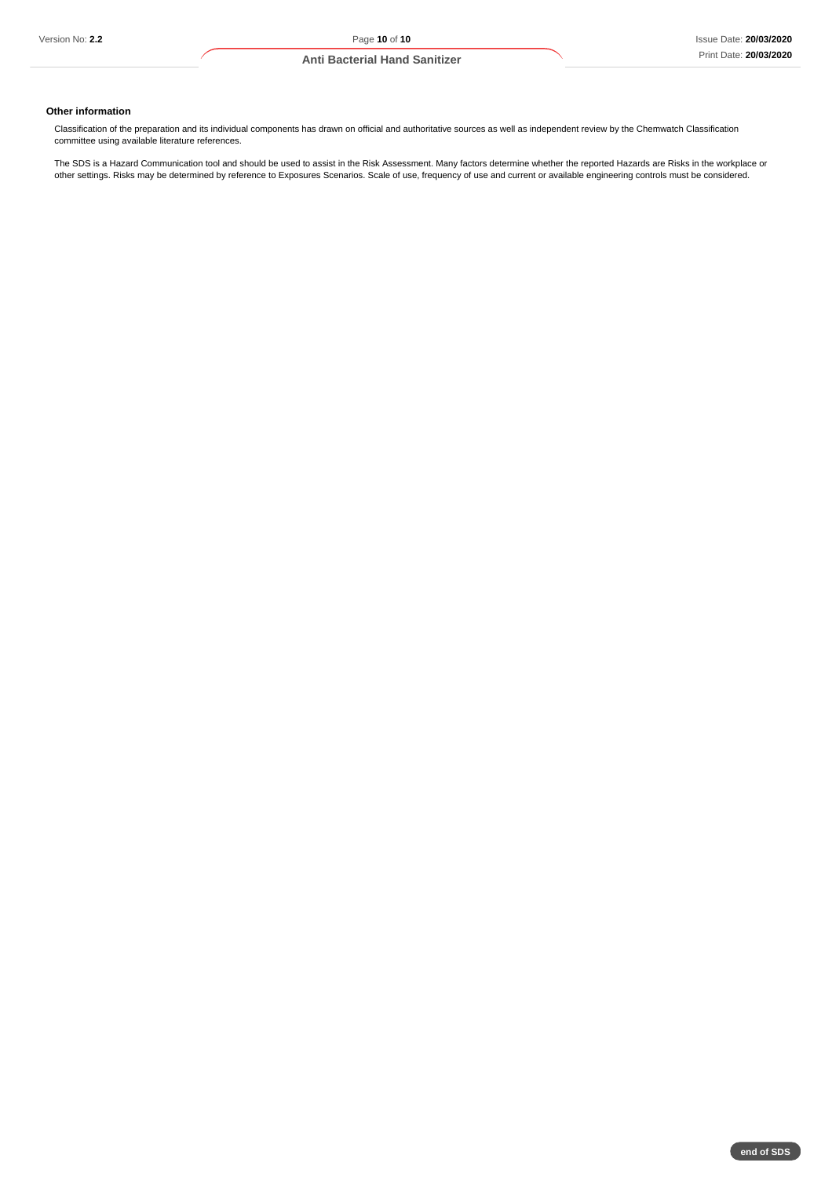### Other information

Classification of the preparation and its individual components has drawn on official and authoritative sources as well as independent review by the Chemwatch Classification committee using available literature references.

The SDS is a Hazard Communication tool and should be used to assist in the Risk Assessment. Many factors determine whether the reported Hazards are Risks in the workplace or other settings. Risks may be determined by reference to Exposures Scenarios. Scale of use, frequency of use and current or available engineering controls must be considered.

**end of SDS**